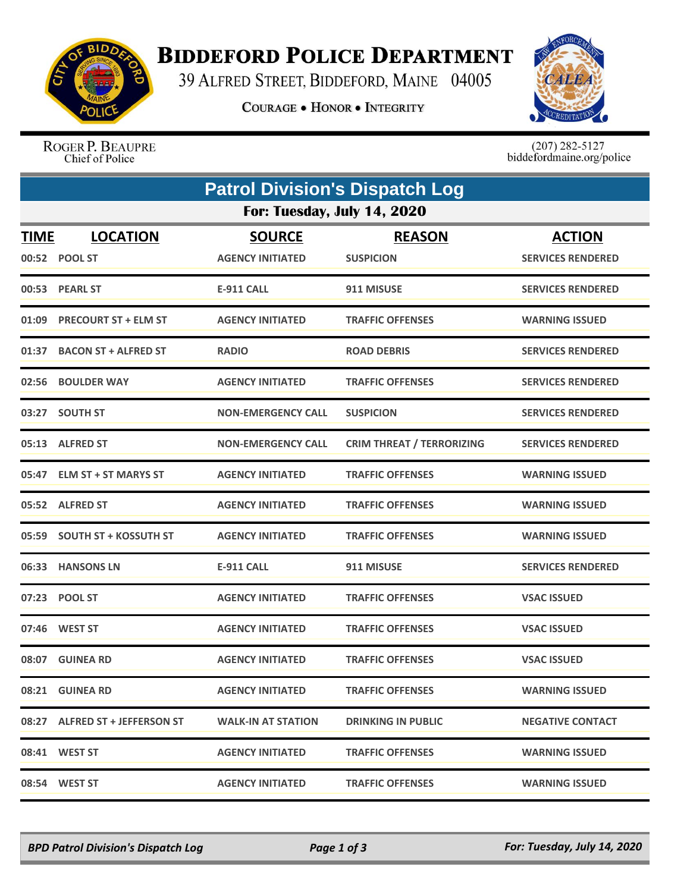# BIDDEFORD POLICE DEPARTMENT

39 ALFRED STREET, BIDDEFORD, MAINE 04005

COURAGE • HONOR • INTEGRITY

ROGER P. BEAUPRE
Chief of Police

(207) 282-5127
biddefordmaine.org/police

## Patrol Division's Dispatch Log

### For: Tuesday, July 14, 2020

| TIME | LOCATION | SOURCE | REASON | ACTION |
|---|---|---|---|---|
| 00:52 | POOL ST | AGENCY INITIATED | SUSPICION | SERVICES RENDERED |
| 00:53 | PEARL ST | E-911 CALL | 911 MISUSE | SERVICES RENDERED |
| 01:09 | PRECOURT ST + ELM ST | AGENCY INITIATED | TRAFFIC OFFENSES | WARNING ISSUED |
| 01:37 | BACON ST + ALFRED ST | RADIO | ROAD DEBRIS | SERVICES RENDERED |
| 02:56 | BOULDER WAY | AGENCY INITIATED | TRAFFIC OFFENSES | SERVICES RENDERED |
| 03:27 | SOUTH ST | NON-EMERGENCY CALL | SUSPICION | SERVICES RENDERED |
| 05:13 | ALFRED ST | NON-EMERGENCY CALL | CRIM THREAT / TERRORIZING | SERVICES RENDERED |
| 05:47 | ELM ST + ST MARYS ST | AGENCY INITIATED | TRAFFIC OFFENSES | WARNING ISSUED |
| 05:52 | ALFRED ST | AGENCY INITIATED | TRAFFIC OFFENSES | WARNING ISSUED |
| 05:59 | SOUTH ST + KOSSUTH ST | AGENCY INITIATED | TRAFFIC OFFENSES | WARNING ISSUED |
| 06:33 | HANSONS LN | E-911 CALL | 911 MISUSE | SERVICES RENDERED |
| 07:23 | POOL ST | AGENCY INITIATED | TRAFFIC OFFENSES | VSAC ISSUED |
| 07:46 | WEST ST | AGENCY INITIATED | TRAFFIC OFFENSES | VSAC ISSUED |
| 08:07 | GUINEA RD | AGENCY INITIATED | TRAFFIC OFFENSES | VSAC ISSUED |
| 08:21 | GUINEA RD | AGENCY INITIATED | TRAFFIC OFFENSES | WARNING ISSUED |
| 08:27 | ALFRED ST + JEFFERSON ST | WALK-IN AT STATION | DRINKING IN PUBLIC | NEGATIVE CONTACT |
| 08:41 | WEST ST | AGENCY INITIATED | TRAFFIC OFFENSES | WARNING ISSUED |
| 08:54 | WEST ST | AGENCY INITIATED | TRAFFIC OFFENSES | WARNING ISSUED |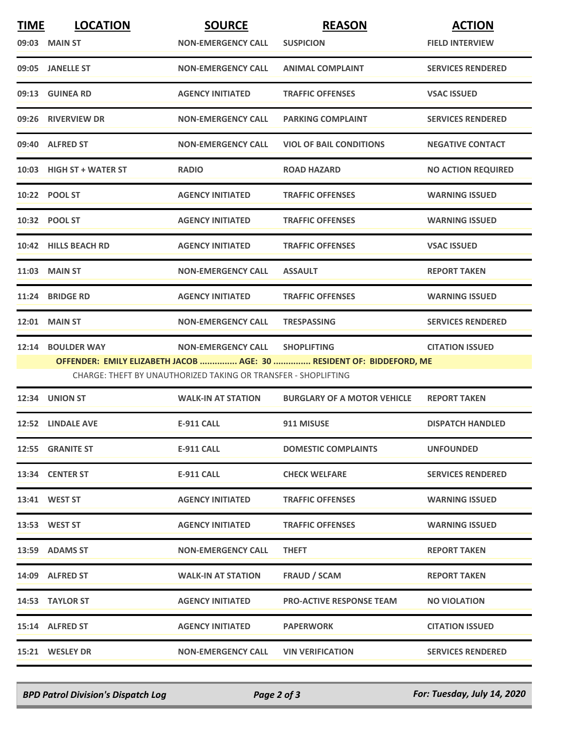| TIME | LOCATION | SOURCE | REASON | ACTION |
|---|---|---|---|---|
| 09:03 | MAIN ST | NON-EMERGENCY CALL | SUSPICION | FIELD INTERVIEW |
| 09:05 | JANELLE ST | NON-EMERGENCY CALL | ANIMAL COMPLAINT | SERVICES RENDERED |
| 09:13 | GUINEA RD | AGENCY INITIATED | TRAFFIC OFFENSES | VSAC ISSUED |
| 09:26 | RIVERVIEW DR | NON-EMERGENCY CALL | PARKING COMPLAINT | SERVICES RENDERED |
| 09:40 | ALFRED ST | NON-EMERGENCY CALL | VIOL OF BAIL CONDITIONS | NEGATIVE CONTACT |
| 10:03 | HIGH ST + WATER ST | RADIO | ROAD HAZARD | NO ACTION REQUIRED |
| 10:22 | POOL ST | AGENCY INITIATED | TRAFFIC OFFENSES | WARNING ISSUED |
| 10:32 | POOL ST | AGENCY INITIATED | TRAFFIC OFFENSES | WARNING ISSUED |
| 10:42 | HILLS BEACH RD | AGENCY INITIATED | TRAFFIC OFFENSES | VSAC ISSUED |
| 11:03 | MAIN ST | NON-EMERGENCY CALL | ASSAULT | REPORT TAKEN |
| 11:24 | BRIDGE RD | AGENCY INITIATED | TRAFFIC OFFENSES | WARNING ISSUED |
| 12:01 | MAIN ST | NON-EMERGENCY CALL | TRESPASSING | SERVICES RENDERED |
| 12:14 | BOULDER WAY | NON-EMERGENCY CALL | SHOPLIFTING | CITATION ISSUED |
| | **OFFENDER: EMILY ELIZABETH JACOB ............... AGE: 30 ............... RESIDENT OF: BIDDEFORD, ME** | | | |
| | CHARGE: THEFT BY UNAUTHORIZED TAKING OR TRANSFER - SHOPLIFTING | | | |
| 12:34 | UNION ST | WALK-IN AT STATION | BURGLARY OF A MOTOR VEHICLE | REPORT TAKEN |
| 12:52 | LINDALE AVE | E-911 CALL | 911 MISUSE | DISPATCH HANDLED |
| 12:55 | GRANITE ST | E-911 CALL | DOMESTIC COMPLAINTS | UNFOUNDED |
| 13:34 | CENTER ST | E-911 CALL | CHECK WELFARE | SERVICES RENDERED |
| 13:41 | WEST ST | AGENCY INITIATED | TRAFFIC OFFENSES | WARNING ISSUED |
| 13:53 | WEST ST | AGENCY INITIATED | TRAFFIC OFFENSES | WARNING ISSUED |
| 13:59 | ADAMS ST | NON-EMERGENCY CALL | THEFT | REPORT TAKEN |
| 14:09 | ALFRED ST | WALK-IN AT STATION | FRAUD / SCAM | REPORT TAKEN |
| 14:53 | TAYLOR ST | AGENCY INITIATED | PRO-ACTIVE RESPONSE TEAM | NO VIOLATION |
| 15:14 | ALFRED ST | AGENCY INITIATED | PAPERWORK | CITATION ISSUED |
| 15:21 | WESLEY DR | NON-EMERGENCY CALL | VIN VERIFICATION | SERVICES RENDERED |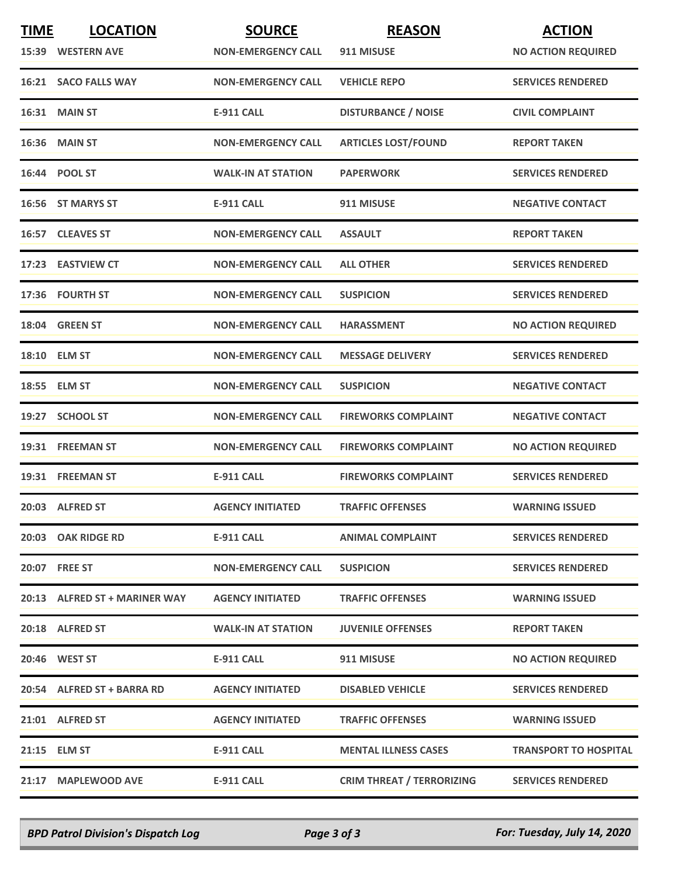| TIME | LOCATION | SOURCE | REASON | ACTION |
|---|---|---|---|---|
| 15:39 | WESTERN AVE | NON-EMERGENCY CALL | 911 MISUSE | NO ACTION REQUIRED |
| 16:21 | SACO FALLS WAY | NON-EMERGENCY CALL | VEHICLE REPO | SERVICES RENDERED |
| 16:31 | MAIN ST | E-911 CALL | DISTURBANCE / NOISE | CIVIL COMPLAINT |
| 16:36 | MAIN ST | NON-EMERGENCY CALL | ARTICLES LOST/FOUND | REPORT TAKEN |
| 16:44 | POOL ST | WALK-IN AT STATION | PAPERWORK | SERVICES RENDERED |
| 16:56 | ST MARYS ST | E-911 CALL | 911 MISUSE | NEGATIVE CONTACT |
| 16:57 | CLEAVES ST | NON-EMERGENCY CALL | ASSAULT | REPORT TAKEN |
| 17:23 | EASTVIEW CT | NON-EMERGENCY CALL | ALL OTHER | SERVICES RENDERED |
| 17:36 | FOURTH ST | NON-EMERGENCY CALL | SUSPICION | SERVICES RENDERED |
| 18:04 | GREEN ST | NON-EMERGENCY CALL | HARASSMENT | NO ACTION REQUIRED |
| 18:10 | ELM ST | NON-EMERGENCY CALL | MESSAGE DELIVERY | SERVICES RENDERED |
| 18:55 | ELM ST | NON-EMERGENCY CALL | SUSPICION | NEGATIVE CONTACT |
| 19:27 | SCHOOL ST | NON-EMERGENCY CALL | FIREWORKS COMPLAINT | NEGATIVE CONTACT |
| 19:31 | FREEMAN ST | NON-EMERGENCY CALL | FIREWORKS COMPLAINT | NO ACTION REQUIRED |
| 19:31 | FREEMAN ST | E-911 CALL | FIREWORKS COMPLAINT | SERVICES RENDERED |
| 20:03 | ALFRED ST | AGENCY INITIATED | TRAFFIC OFFENSES | WARNING ISSUED |
| 20:03 | OAK RIDGE RD | E-911 CALL | ANIMAL COMPLAINT | SERVICES RENDERED |
| 20:07 | FREE ST | NON-EMERGENCY CALL | SUSPICION | SERVICES RENDERED |
| 20:13 | ALFRED ST + MARINER WAY | AGENCY INITIATED | TRAFFIC OFFENSES | WARNING ISSUED |
| 20:18 | ALFRED ST | WALK-IN AT STATION | JUVENILE OFFENSES | REPORT TAKEN |
| 20:46 | WEST ST | E-911 CALL | 911 MISUSE | NO ACTION REQUIRED |
| 20:54 | ALFRED ST + BARRA RD | AGENCY INITIATED | DISABLED VEHICLE | SERVICES RENDERED |
| 21:01 | ALFRED ST | AGENCY INITIATED | TRAFFIC OFFENSES | WARNING ISSUED |
| 21:15 | ELM ST | E-911 CALL | MENTAL ILLNESS CASES | TRANSPORT TO HOSPITAL |
| 21:17 | MAPLEWOOD AVE | E-911 CALL | CRIM THREAT / TERRORIZING | SERVICES RENDERED |